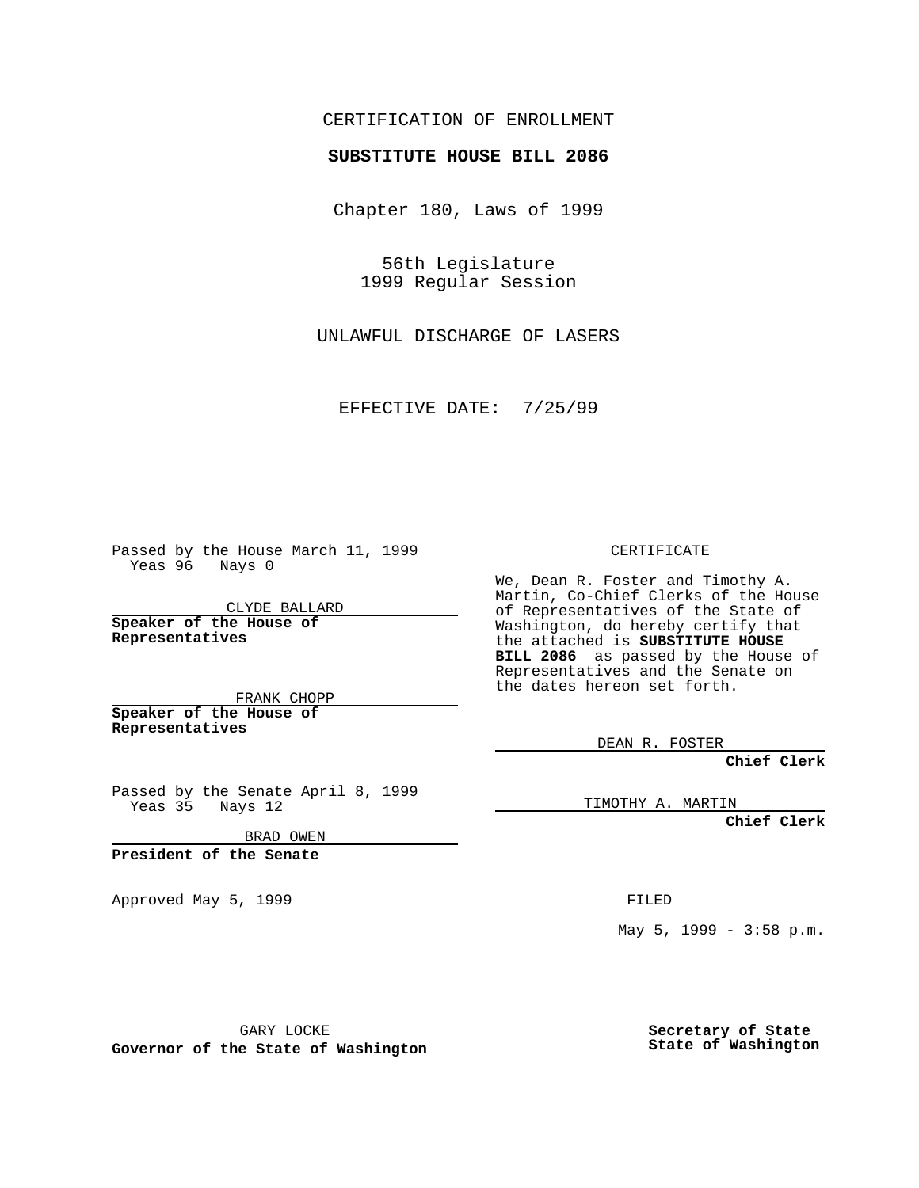CERTIFICATION OF ENROLLMENT

**SUBSTITUTE HOUSE BILL 2086**

Chapter 180, Laws of 1999

56th Legislature
1999 Regular Session

UNLAWFUL DISCHARGE OF LASERS

EFFECTIVE DATE: 7/25/99

Passed by the House March 11, 1999
Yeas 96 Nays 0

CLYDE BALLARD

**Speaker of the House of Representatives**

FRANK CHOPP

**Speaker of the House of Representatives**

Passed by the Senate April 8, 1999
Yeas 35 Nays 12

BRAD OWEN

**President of the Senate**

Approved May 5, 1999

GARY LOCKE

**Governor of the State of Washington**

CERTIFICATE

We, Dean R. Foster and Timothy A. Martin, Co-Chief Clerks of the House of Representatives of the State of Washington, do hereby certify that the attached is **SUBSTITUTE HOUSE BILL 2086** as passed by the House of Representatives and the Senate on the dates hereon set forth.

DEAN R. FOSTER

**Chief Clerk**

TIMOTHY A. MARTIN

**Chief Clerk**

FILED

May 5, 1999 - 3:58 p.m.

**Secretary of State**
**State of Washington**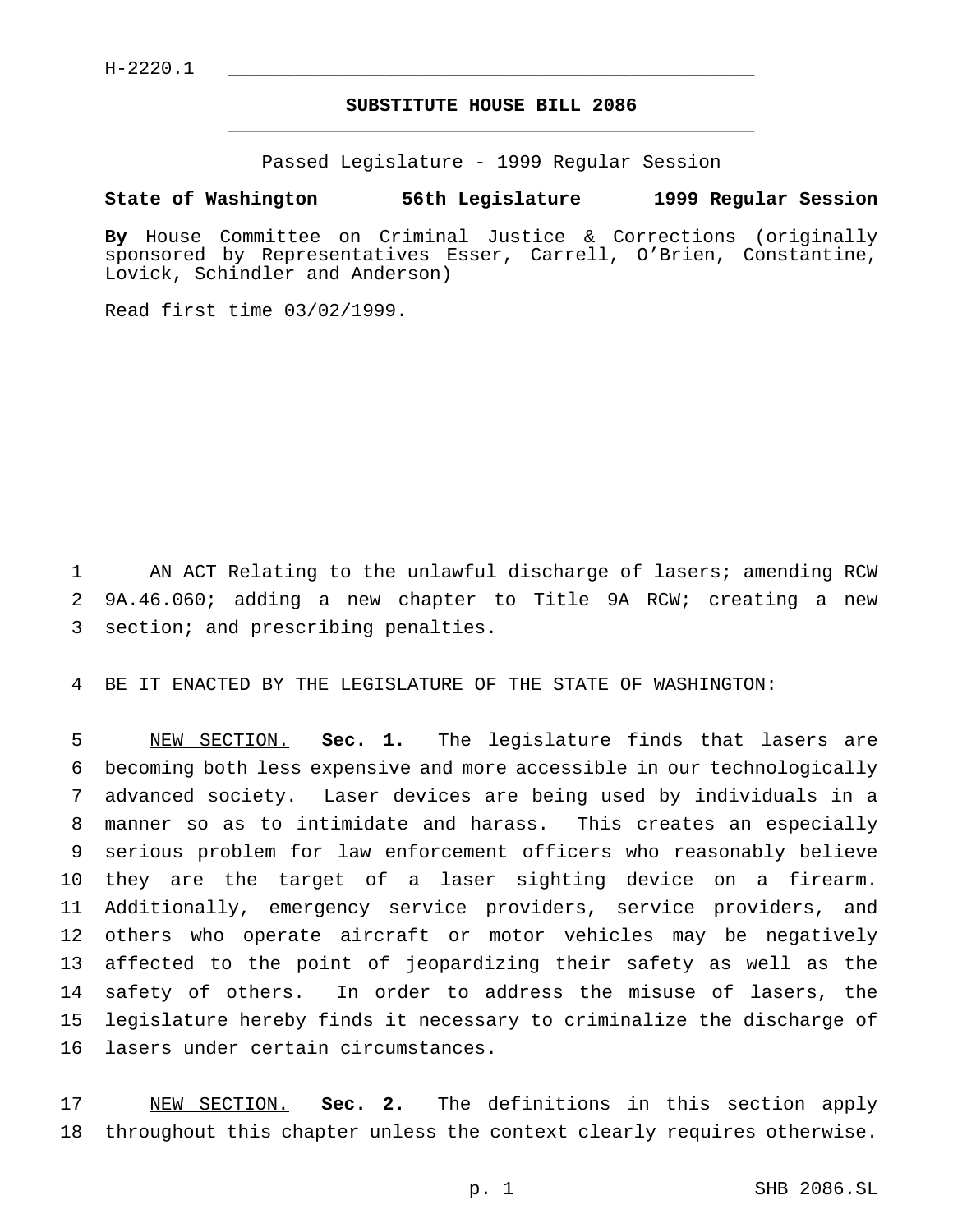H-2220.1

# SUBSTITUTE HOUSE BILL 2086

Passed Legislature - 1999 Regular Session

**State of Washington 56th Legislature 1999 Regular Session**

**By** House Committee on Criminal Justice & Corrections (originally sponsored by Representatives Esser, Carrell, O'Brien, Constantine, Lovick, Schindler and Anderson)

Read first time 03/02/1999.

1 AN ACT Relating to the unlawful discharge of lasers; amending RCW 2 9A.46.060; adding a new chapter to Title 9A RCW; creating a new 3 section; and prescribing penalties.

4 BE IT ENACTED BY THE LEGISLATURE OF THE STATE OF WASHINGTON:

5 NEW SECTION. **Sec. 1.** The legislature finds that lasers are 6 becoming both less expensive and more accessible in our technologically 7 advanced society. Laser devices are being used by individuals in a 8 manner so as to intimidate and harass. This creates an especially 9 serious problem for law enforcement officers who reasonably believe 10 they are the target of a laser sighting device on a firearm. 11 Additionally, emergency service providers, service providers, and 12 others who operate aircraft or motor vehicles may be negatively 13 affected to the point of jeopardizing their safety as well as the 14 safety of others. In order to address the misuse of lasers, the 15 legislature hereby finds it necessary to criminalize the discharge of 16 lasers under certain circumstances.

17 NEW SECTION. **Sec. 2.** The definitions in this section apply 18 throughout this chapter unless the context clearly requires otherwise.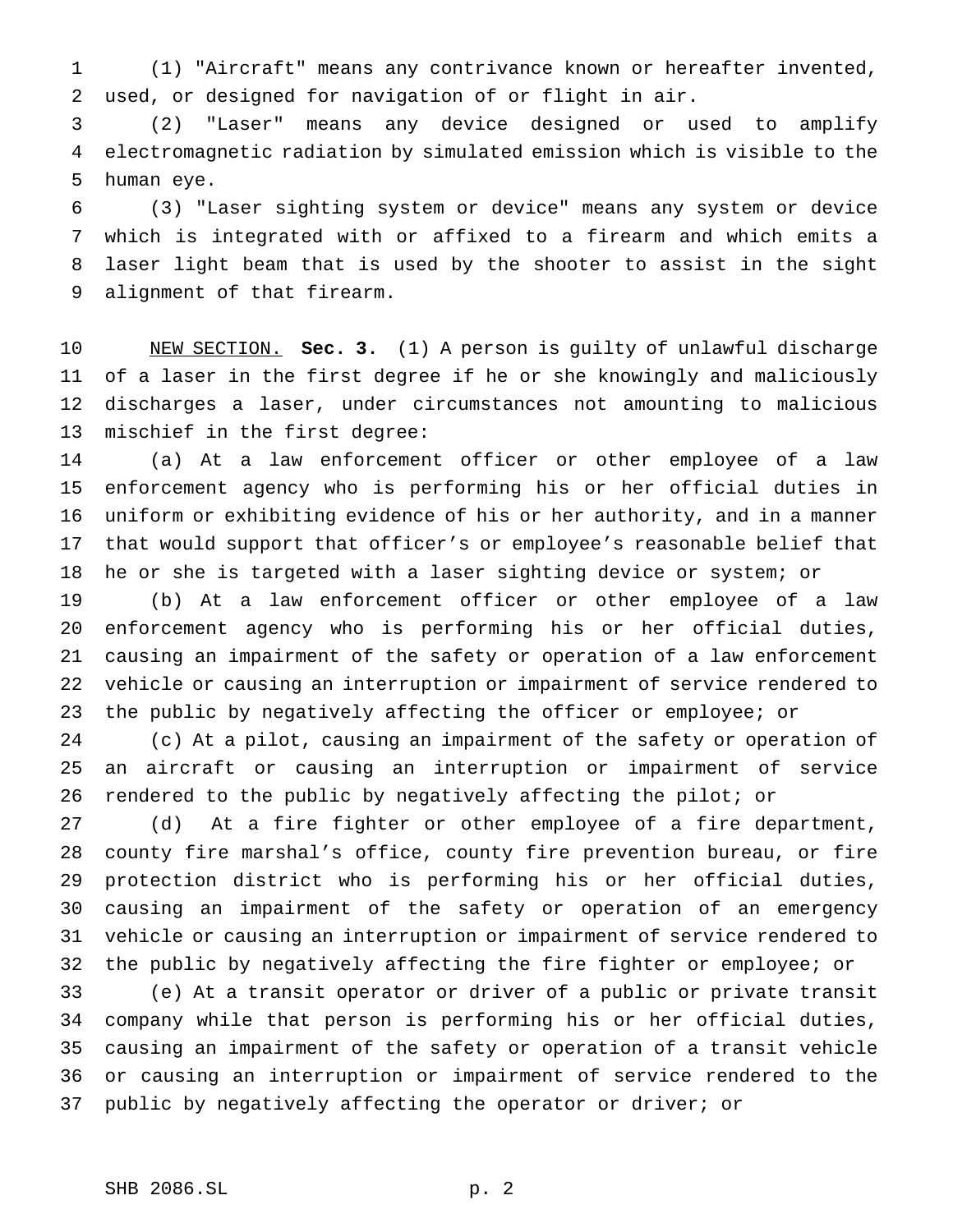(1) "Aircraft" means any contrivance known or hereafter invented, used, or designed for navigation of or flight in air.

(2) "Laser" means any device designed or used to amplify electromagnetic radiation by simulated emission which is visible to the human eye.

(3) "Laser sighting system or device" means any system or device which is integrated with or affixed to a firearm and which emits a laser light beam that is used by the shooter to assist in the sight alignment of that firearm.

NEW SECTION. **Sec. 3.** (1) A person is guilty of unlawful discharge of a laser in the first degree if he or she knowingly and maliciously discharges a laser, under circumstances not amounting to malicious mischief in the first degree:

(a) At a law enforcement officer or other employee of a law enforcement agency who is performing his or her official duties in uniform or exhibiting evidence of his or her authority, and in a manner that would support that officer's or employee's reasonable belief that he or she is targeted with a laser sighting device or system; or

(b) At a law enforcement officer or other employee of a law enforcement agency who is performing his or her official duties, causing an impairment of the safety or operation of a law enforcement vehicle or causing an interruption or impairment of service rendered to the public by negatively affecting the officer or employee; or

(c) At a pilot, causing an impairment of the safety or operation of an aircraft or causing an interruption or impairment of service rendered to the public by negatively affecting the pilot; or

(d) At a fire fighter or other employee of a fire department, county fire marshal's office, county fire prevention bureau, or fire protection district who is performing his or her official duties, causing an impairment of the safety or operation of an emergency vehicle or causing an interruption or impairment of service rendered to the public by negatively affecting the fire fighter or employee; or

(e) At a transit operator or driver of a public or private transit company while that person is performing his or her official duties, causing an impairment of the safety or operation of a transit vehicle or causing an interruption or impairment of service rendered to the public by negatively affecting the operator or driver; or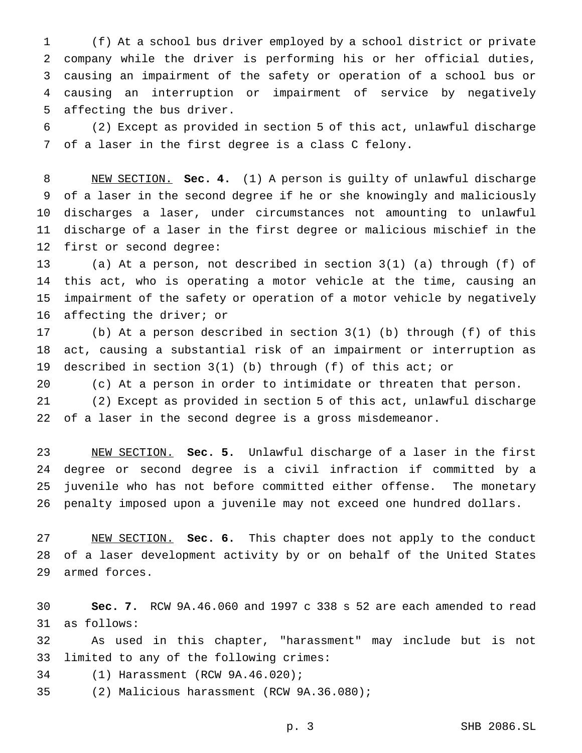(f) At a school bus driver employed by a school district or private company while the driver is performing his or her official duties, causing an impairment of the safety or operation of a school bus or causing an interruption or impairment of service by negatively affecting the bus driver.

(2) Except as provided in section 5 of this act, unlawful discharge of a laser in the first degree is a class C felony.

NEW SECTION. **Sec. 4.** (1) A person is guilty of unlawful discharge of a laser in the second degree if he or she knowingly and maliciously discharges a laser, under circumstances not amounting to unlawful discharge of a laser in the first degree or malicious mischief in the first or second degree:

(a) At a person, not described in section 3(1) (a) through (f) of this act, who is operating a motor vehicle at the time, causing an impairment of the safety or operation of a motor vehicle by negatively affecting the driver; or

(b) At a person described in section 3(1) (b) through (f) of this act, causing a substantial risk of an impairment or interruption as described in section 3(1) (b) through (f) of this act; or

(c) At a person in order to intimidate or threaten that person.

(2) Except as provided in section 5 of this act, unlawful discharge of a laser in the second degree is a gross misdemeanor.

NEW SECTION. **Sec. 5.** Unlawful discharge of a laser in the first degree or second degree is a civil infraction if committed by a juvenile who has not before committed either offense. The monetary penalty imposed upon a juvenile may not exceed one hundred dollars.

NEW SECTION. **Sec. 6.** This chapter does not apply to the conduct of a laser development activity by or on behalf of the United States armed forces.

**Sec. 7.** RCW 9A.46.060 and 1997 c 338 s 52 are each amended to read as follows:

As used in this chapter, "harassment" may include but is not limited to any of the following crimes:

(1) Harassment (RCW 9A.46.020);

(2) Malicious harassment (RCW 9A.36.080);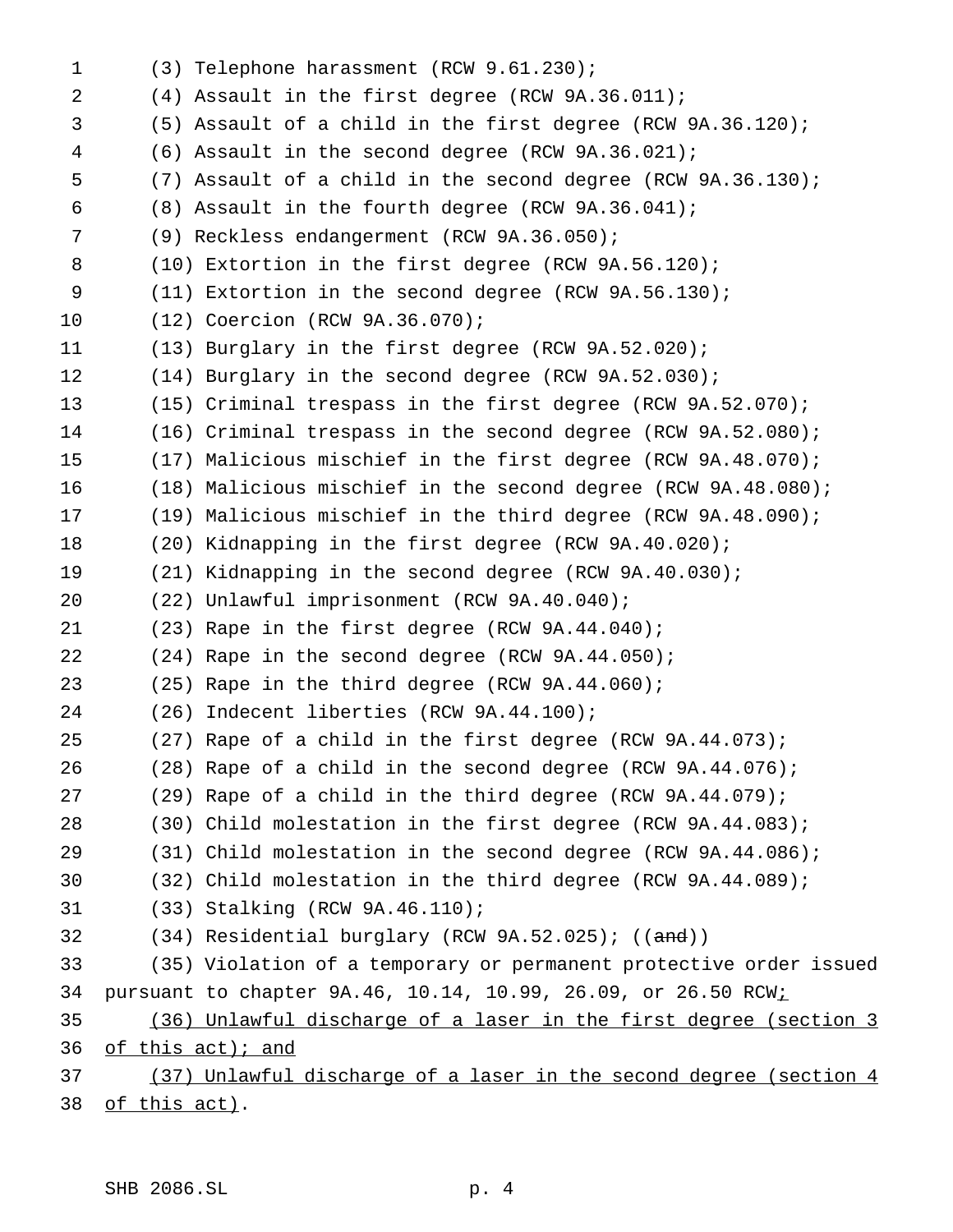(3) Telephone harassment (RCW 9.61.230);

(4) Assault in the first degree (RCW 9A.36.011);

(5) Assault of a child in the first degree (RCW 9A.36.120);

(6) Assault in the second degree (RCW 9A.36.021);

(7) Assault of a child in the second degree (RCW 9A.36.130);

(8) Assault in the fourth degree (RCW 9A.36.041);

(9) Reckless endangerment (RCW 9A.36.050);

(10) Extortion in the first degree (RCW 9A.56.120);

(11) Extortion in the second degree (RCW 9A.56.130);

(12) Coercion (RCW 9A.36.070);

(13) Burglary in the first degree (RCW 9A.52.020);

(14) Burglary in the second degree (RCW 9A.52.030);

(15) Criminal trespass in the first degree (RCW 9A.52.070);

(16) Criminal trespass in the second degree (RCW 9A.52.080);

(17) Malicious mischief in the first degree (RCW 9A.48.070);

(18) Malicious mischief in the second degree (RCW 9A.48.080);

(19) Malicious mischief in the third degree (RCW 9A.48.090);

(20) Kidnapping in the first degree (RCW 9A.40.020);

(21) Kidnapping in the second degree (RCW 9A.40.030);

(22) Unlawful imprisonment (RCW 9A.40.040);

(23) Rape in the first degree (RCW 9A.44.040);

(24) Rape in the second degree (RCW 9A.44.050);

(25) Rape in the third degree (RCW 9A.44.060);

(26) Indecent liberties (RCW 9A.44.100);

(27) Rape of a child in the first degree (RCW 9A.44.073);

(28) Rape of a child in the second degree (RCW 9A.44.076);

(29) Rape of a child in the third degree (RCW 9A.44.079);

(30) Child molestation in the first degree (RCW 9A.44.083);

(31) Child molestation in the second degree (RCW 9A.44.086);

(32) Child molestation in the third degree (RCW 9A.44.089);

(33) Stalking (RCW 9A.46.110);

(34) Residential burglary (RCW 9A.52.025); ((~~and~~))

(35) Violation of a temporary or permanent protective order issued pursuant to chapter 9A.46, 10.14, 10.99, 26.09, or 26.50 RCW<u>;</u>

<u>(36) Unlawful discharge of a laser in the first degree (section 3 of this act); and</u>

<u>(37) Unlawful discharge of a laser in the second degree (section 4 of this act)</u>.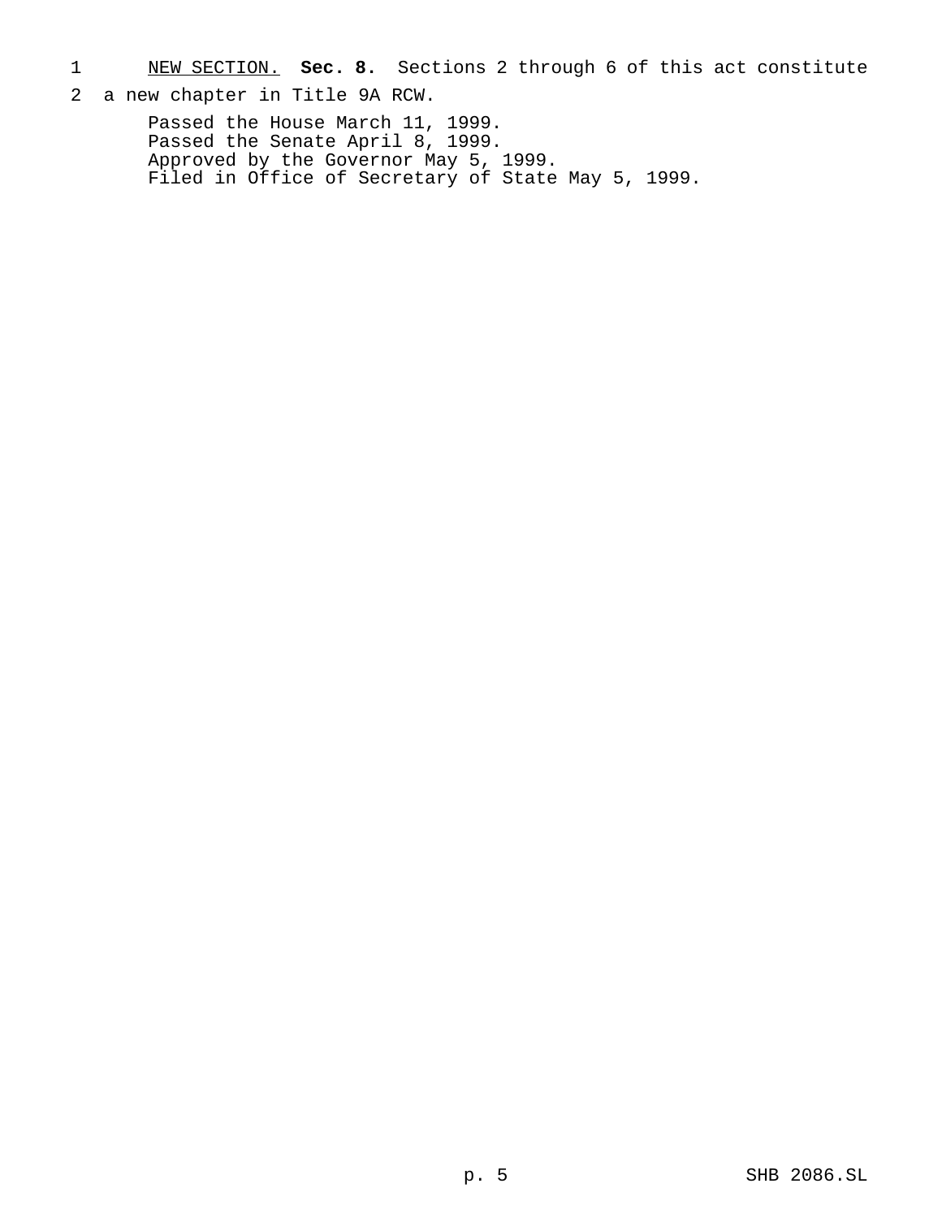NEW SECTION. **Sec. 8.** Sections 2 through 6 of this act constitute a new chapter in Title 9A RCW.

Passed the House March 11, 1999.
Passed the Senate April 8, 1999.
Approved by the Governor May 5, 1999.
Filed in Office of Secretary of State May 5, 1999.